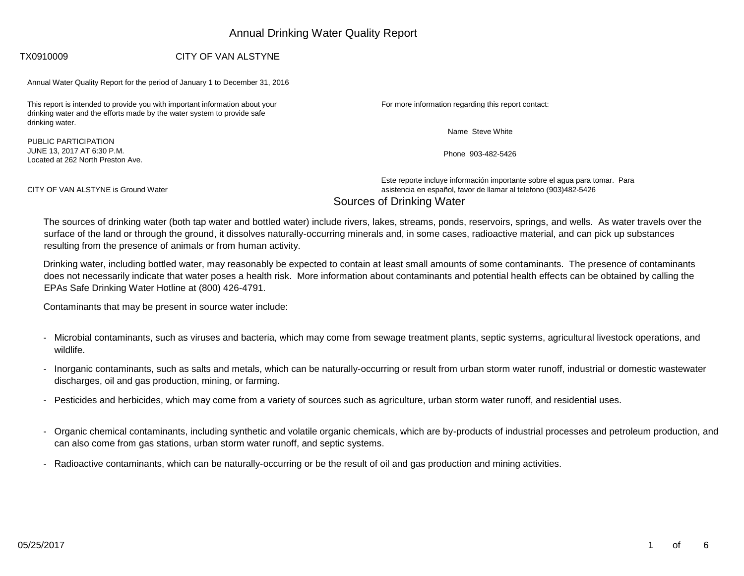# Annual Drinking Water Quality Report

TX0910009 CITY OF VAN ALSTYNE

Annual Water Quality Report for the period of January 1 to December 31, 2016

This report is intended to provide you with important information about your drinking water and the efforts made by the water system to provide safe drinking water.

PUBLIC PARTICIPATION
JUNE 13, 2017 AT 6:30 P.M.
Located at 262 North Preston Ave.

CITY OF VAN ALSTYNE is Ground Water

For more information regarding this report contact:

Name Steve White

Phone 903-482-5426

Este reporte incluye información importante sobre el agua para tomar. Para asistencia en español, favor de llamar al telefono (903)482-5426

## Sources of Drinking Water

The sources of drinking water (both tap water and bottled water) include rivers, lakes, streams, ponds, reservoirs, springs, and wells. As water travels over the surface of the land or through the ground, it dissolves naturally-occurring minerals and, in some cases, radioactive material, and can pick up substances resulting from the presence of animals or from human activity.

Drinking water, including bottled water, may reasonably be expected to contain at least small amounts of some contaminants. The presence of contaminants does not necessarily indicate that water poses a health risk. More information about contaminants and potential health effects can be obtained by calling the EPAs Safe Drinking Water Hotline at (800) 426-4791.

Contaminants that may be present in source water include:

- Microbial contaminants, such as viruses and bacteria, which may come from sewage treatment plants, septic systems, agricultural livestock operations, and wildlife.
- Inorganic contaminants, such as salts and metals, which can be naturally-occurring or result from urban storm water runoff, industrial or domestic wastewater discharges, oil and gas production, mining, or farming.
- Pesticides and herbicides, which may come from a variety of sources such as agriculture, urban storm water runoff, and residential uses.
- Organic chemical contaminants, including synthetic and volatile organic chemicals, which are by-products of industrial processes and petroleum production, and can also come from gas stations, urban storm water runoff, and septic systems.
- Radioactive contaminants, which can be naturally-occurring or be the result of oil and gas production and mining activities.

05/25/2017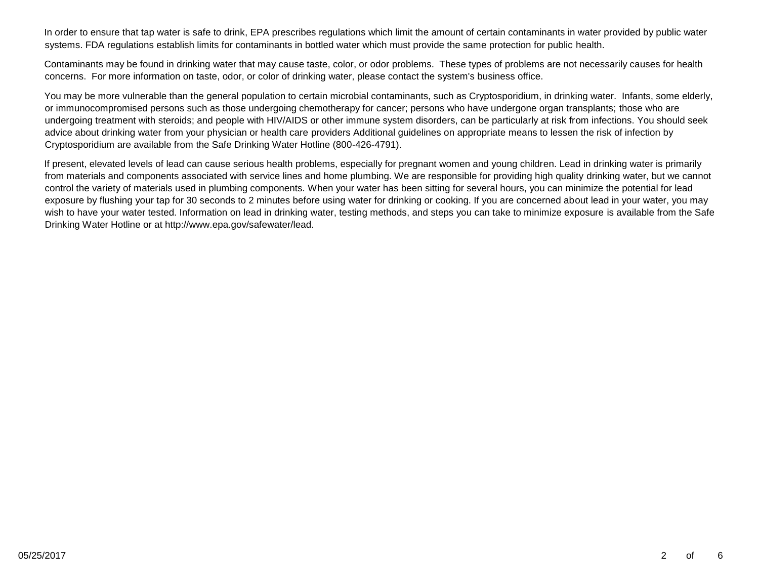In order to ensure that tap water is safe to drink, EPA prescribes regulations which limit the amount of certain contaminants in water provided by public water systems. FDA regulations establish limits for contaminants in bottled water which must provide the same protection for public health.

Contaminants may be found in drinking water that may cause taste, color, or odor problems. These types of problems are not necessarily causes for health concerns. For more information on taste, odor, or color of drinking water, please contact the system's business office.

You may be more vulnerable than the general population to certain microbial contaminants, such as Cryptosporidium, in drinking water. Infants, some elderly, or immunocompromised persons such as those undergoing chemotherapy for cancer; persons who have undergone organ transplants; those who are undergoing treatment with steroids; and people with HIV/AIDS or other immune system disorders, can be particularly at risk from infections. You should seek advice about drinking water from your physician or health care providers Additional guidelines on appropriate means to lessen the risk of infection by Cryptosporidium are available from the Safe Drinking Water Hotline (800-426-4791).

If present, elevated levels of lead can cause serious health problems, especially for pregnant women and young children. Lead in drinking water is primarily from materials and components associated with service lines and home plumbing. We are responsible for providing high quality drinking water, but we cannot control the variety of materials used in plumbing components. When your water has been sitting for several hours, you can minimize the potential for lead exposure by flushing your tap for 30 seconds to 2 minutes before using water for drinking or cooking. If you are concerned about lead in your water, you may wish to have your water tested. Information on lead in drinking water, testing methods, and steps you can take to minimize exposure is available from the Safe Drinking Water Hotline or at http://www.epa.gov/safewater/lead.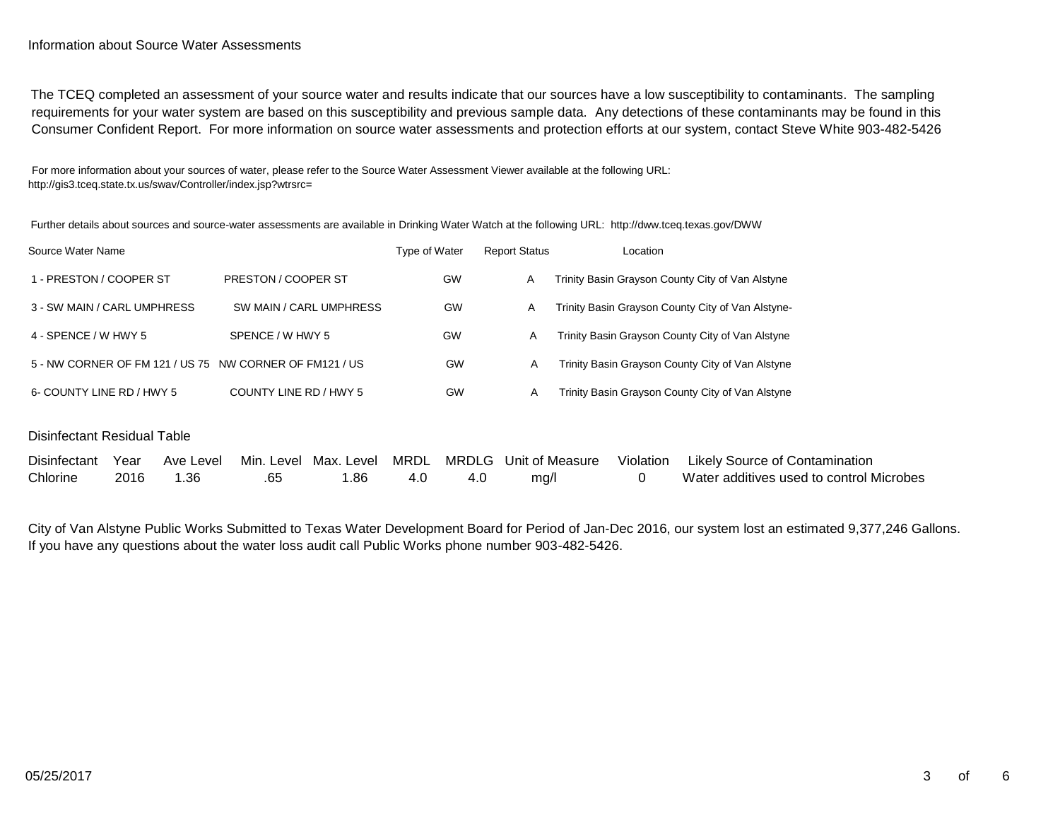Information about Source Water Assessments

The TCEQ completed an assessment of your source water and results indicate that our sources have a low susceptibility to contaminants. The sampling requirements for your water system are based on this susceptibility and previous sample data. Any detections of these contaminants may be found in this Consumer Confident Report. For more information on source water assessments and protection efforts at our system, contact Steve White 903-482-5426

For more information about your sources of water, please refer to the Source Water Assessment Viewer available at the following URL: http://gis3.tceq.state.tx.us/swav/Controller/index.jsp?wtrsrc=

Further details about sources and source-water assessments are available in Drinking Water Watch at the following URL: http://dww.tceq.texas.gov/DWW

| Source Water Name | | Type of Water | Report Status | Location |
|---|---|---|---|---|
| 1 - PRESTON / COOPER ST | PRESTON / COOPER ST | GW | A | Trinity Basin Grayson County City of Van Alstyne |
| 3 - SW MAIN / CARL UMPHRESS | SW MAIN / CARL UMPHRESS | GW | A | Trinity Basin Grayson County City of Van Alstyne- |
| 4 - SPENCE / W HWY 5 | SPENCE / W HWY 5 | GW | A | Trinity Basin Grayson County City of Van Alstyne |
| 5 - NW CORNER OF FM 121 / US 75 | NW CORNER OF FM121 / US | GW | A | Trinity Basin Grayson County City of Van Alstyne |
| 6- COUNTY LINE RD / HWY 5 | COUNTY LINE RD / HWY 5 | GW | A | Trinity Basin Grayson County City of Van Alstyne |

## Disinfectant Residual Table

| Disinfectant | Year | Ave Level | Min. Level | Max. Level | MRDL | MRDLG | Unit of Measure | Violation | Likely Source of Contamination |
|---|---|---|---|---|---|---|---|---|---|
| Chlorine | 2016 | 1.36 | .65 | 1.86 | 4.0 | 4.0 | mg/l | 0 | Water additives used to control Microbes |

City of Van Alstyne Public Works Submitted to Texas Water Development Board for Period of Jan-Dec 2016, our system lost an estimated 9,377,246 Gallons. If you have any questions about the water loss audit call Public Works phone number 903-482-5426.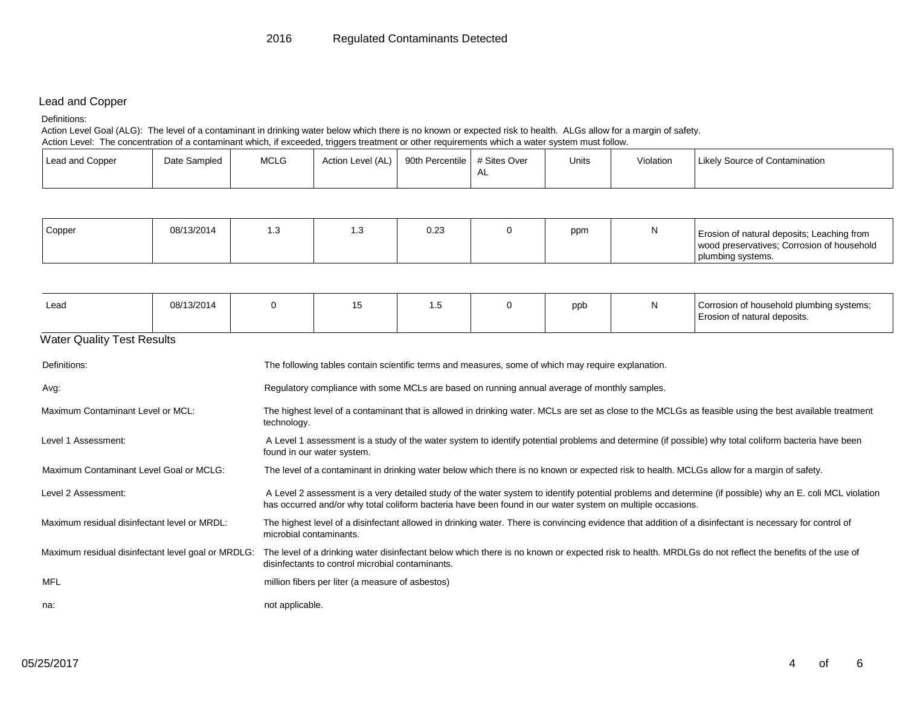# 2016 Regulated Contaminants Detected

## Lead and Copper

Definitions:

Action Level Goal (ALG): The level of a contaminant in drinking water below which there is no known or expected risk to health. ALGs allow for a margin of safety.

Action Level: The concentration of a contaminant which, if exceeded, triggers treatment or other requirements which a water system must follow.

| Lead and Copper | Date Sampled | MCLG | Action Level (AL) | 90th Percentile | # Sites Over AL | Units | Violation | Likely Source of Contamination |
|---|---|---|---|---|---|---|---|---|
| Copper | 08/13/2014 | 1.3 | 1.3 | 0.23 | 0 | ppm | N | Erosion of natural deposits; Leaching from wood preservatives; Corrosion of household plumbing systems. |
| Lead | 08/13/2014 | 0 | 15 | 1.5 | 0 | ppb | N | Corrosion of household plumbing systems; Erosion of natural deposits. |

## Water Quality Test Results

| | |
|---|---|
| Definitions: | The following tables contain scientific terms and measures, some of which may require explanation. |
| Avg: | Regulatory compliance with some MCLs are based on running annual average of monthly samples. |
| Maximum Contaminant Level or MCL: | The highest level of a contaminant that is allowed in drinking water. MCLs are set as close to the MCLGs as feasible using the best available treatment technology. |
| Level 1 Assessment: | A Level 1 assessment is a study of the water system to identify potential problems and determine (if possible) why total coliform bacteria have been found in our water system. |
| Maximum Contaminant Level Goal or MCLG: | The level of a contaminant in drinking water below which there is no known or expected risk to health. MCLGs allow for a margin of safety. |
| Level 2 Assessment: | A Level 2 assessment is a very detailed study of the water system to identify potential problems and determine (if possible) why an E. coli MCL violation has occurred and/or why total coliform bacteria have been found in our water system on multiple occasions. |
| Maximum residual disinfectant level or MRDL: | The highest level of a disinfectant allowed in drinking water. There is convincing evidence that addition of a disinfectant is necessary for control of microbial contaminants. |
| Maximum residual disinfectant level goal or MRDLG: | The level of a drinking water disinfectant below which there is no known or expected risk to health. MRDLGs do not reflect the benefits of the use of disinfectants to control microbial contaminants. |
| MFL | million fibers per liter (a measure of asbestos) |
| na: | not applicable. |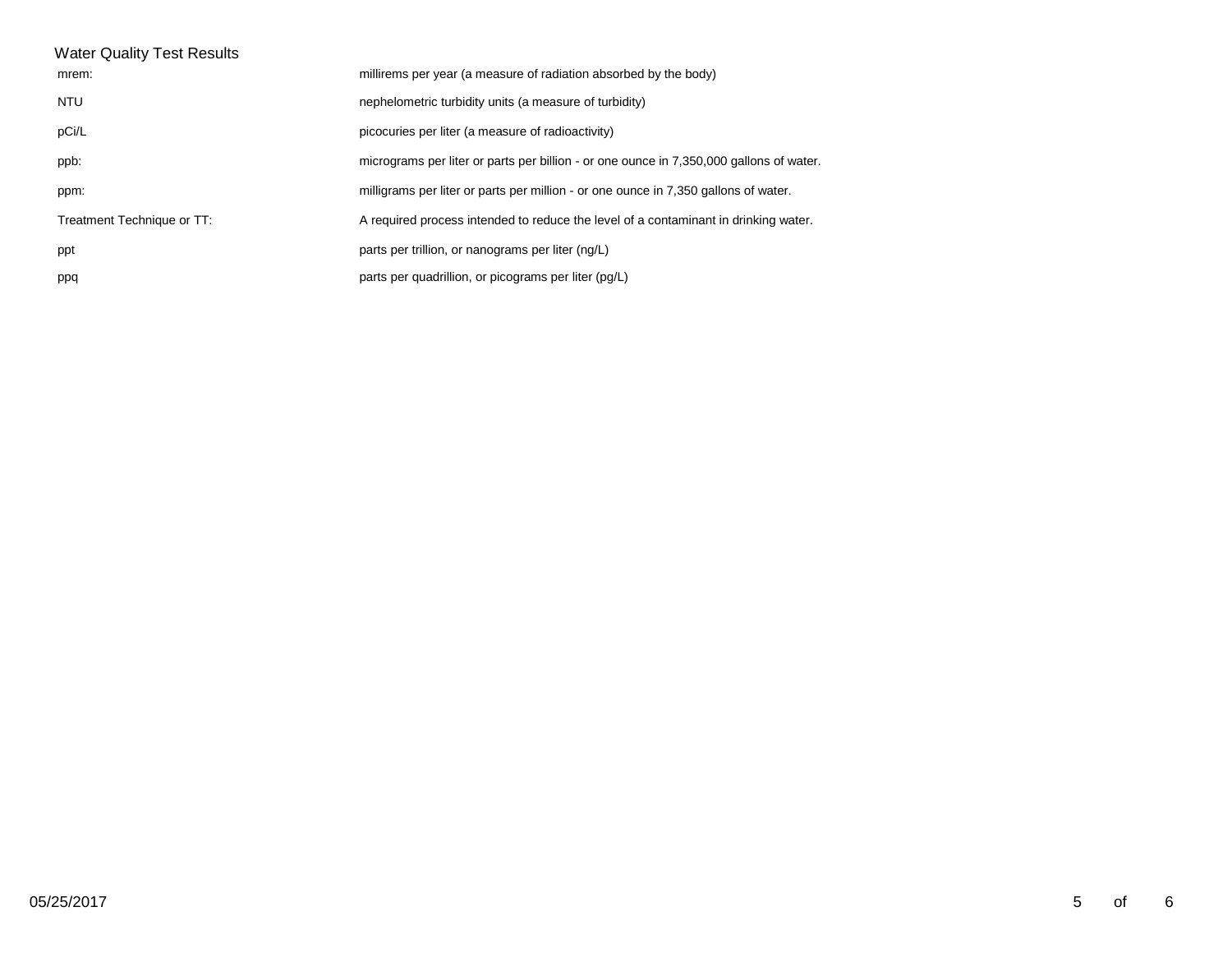Water Quality Test Results

| | |
|---|---|
| mrem: | millirems per year (a measure of radiation absorbed by the body) |
| NTU | nephelometric turbidity units (a measure of turbidity) |
| pCi/L | picocuries per liter (a measure of radioactivity) |
| ppb: | micrograms per liter or parts per billion - or one ounce in 7,350,000 gallons of water. |
| ppm: | milligrams per liter or parts per million - or one ounce in 7,350 gallons of water. |
| Treatment Technique or TT: | A required process intended to reduce the level of a contaminant in drinking water. |
| ppt | parts per trillion, or nanograms per liter (ng/L) |
| ppq | parts per quadrillion, or picograms per liter (pg/L) |

05/25/2017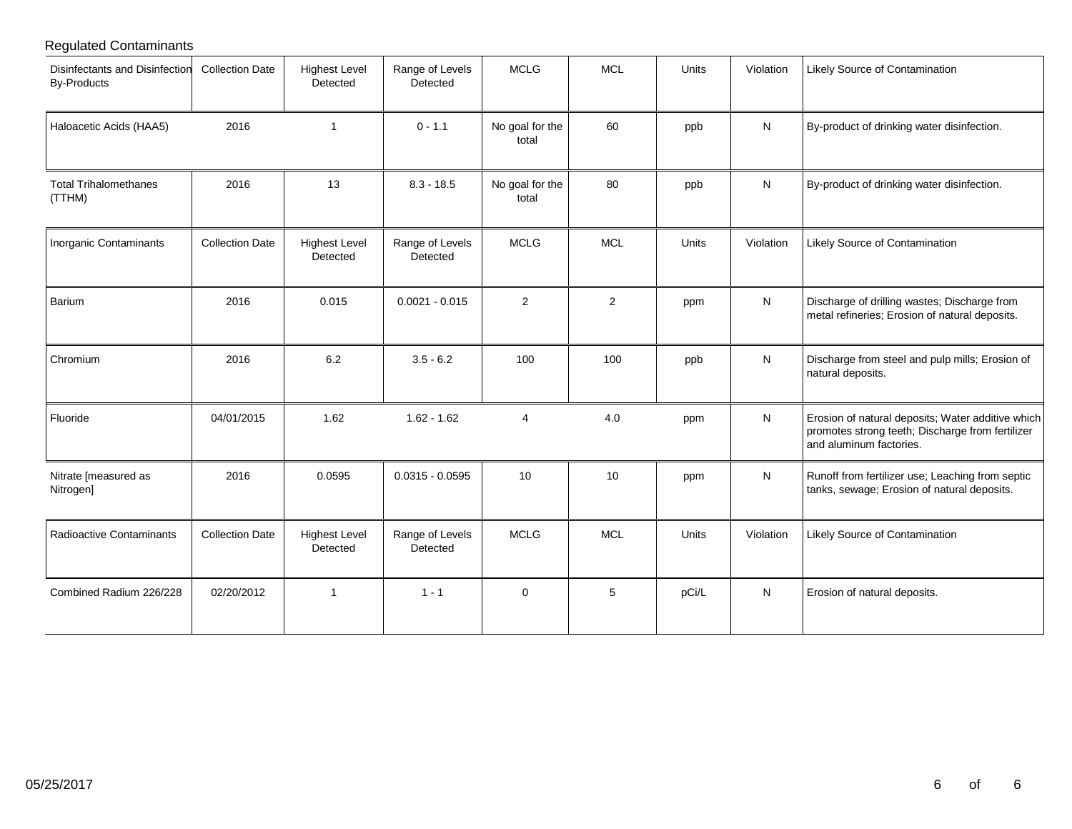Regulated Contaminants

| Disinfectants and Disinfection By-Products | Collection Date | Highest Level Detected | Range of Levels Detected | MCLG | MCL | Units | Violation | Likely Source of Contamination |
|---|---|---|---|---|---|---|---|---|
| Haloacetic Acids (HAA5) | 2016 | 1 | 0 - 1.1 | No goal for the total | 60 | ppb | N | By-product of drinking water disinfection. |
| Total Trihalomethanes (TTHM) | 2016 | 13 | 8.3 - 18.5 | No goal for the total | 80 | ppb | N | By-product of drinking water disinfection. |

| Inorganic Contaminants | Collection Date | Highest Level Detected | Range of Levels Detected | MCLG | MCL | Units | Violation | Likely Source of Contamination |
|---|---|---|---|---|---|---|---|---|
| Barium | 2016 | 0.015 | 0.0021 - 0.015 | 2 | 2 | ppm | N | Discharge of drilling wastes; Discharge from metal refineries; Erosion of natural deposits. |
| Chromium | 2016 | 6.2 | 3.5 - 6.2 | 100 | 100 | ppb | N | Discharge from steel and pulp mills; Erosion of natural deposits. |
| Fluoride | 04/01/2015 | 1.62 | 1.62 - 1.62 | 4 | 4.0 | ppm | N | Erosion of natural deposits; Water additive which promotes strong teeth; Discharge from fertilizer and aluminum factories. |
| Nitrate [measured as Nitrogen] | 2016 | 0.0595 | 0.0315 - 0.0595 | 10 | 10 | ppm | N | Runoff from fertilizer use; Leaching from septic tanks, sewage; Erosion of natural deposits. |

| Radioactive Contaminants | Collection Date | Highest Level Detected | Range of Levels Detected | MCLG | MCL | Units | Violation | Likely Source of Contamination |
|---|---|---|---|---|---|---|---|---|
| Combined Radium 226/228 | 02/20/2012 | 1 | 1 - 1 | 0 | 5 | pCi/L | N | Erosion of natural deposits. |

05/25/2017